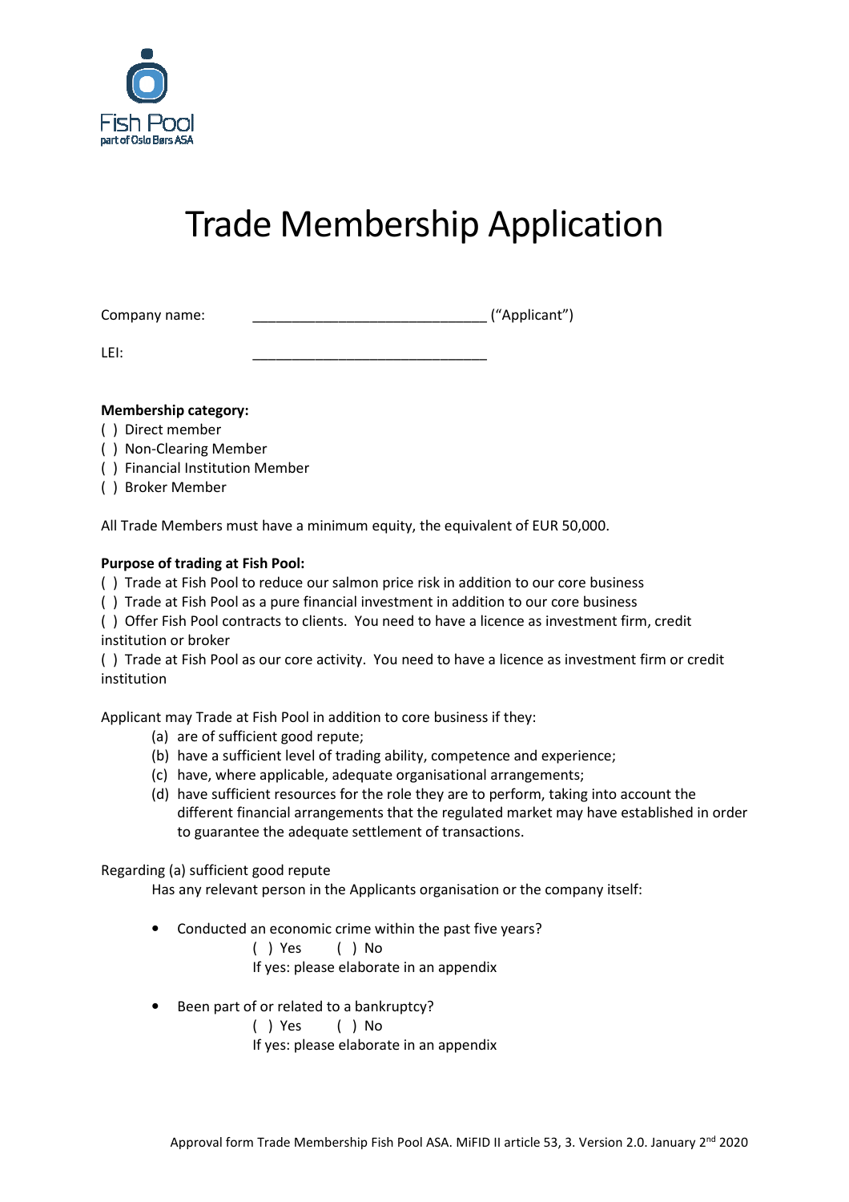# Trade Membership Application

Company name: ______________________________ ("Applicant")

LEI: ______________________________

**Membership category:**

( ) Direct member
( ) Non-Clearing Member
( ) Financial Institution Member
( ) Broker Member

All Trade Members must have a minimum equity, the equivalent of EUR 50,000.

**Purpose of trading at Fish Pool:**

( ) Trade at Fish Pool to reduce our salmon price risk in addition to our core business
( ) Trade at Fish Pool as a pure financial investment in addition to our core business
( ) Offer Fish Pool contracts to clients. You need to have a licence as investment firm, credit institution or broker
( ) Trade at Fish Pool as our core activity. You need to have a licence as investment firm or credit institution

Applicant may Trade at Fish Pool in addition to core business if they:

(a) are of sufficient good repute;
(b) have a sufficient level of trading ability, competence and experience;
(c) have, where applicable, adequate organisational arrangements;
(d) have sufficient resources for the role they are to perform, taking into account the different financial arrangements that the regulated market may have established in order to guarantee the adequate settlement of transactions.

Regarding (a) sufficient good repute

Has any relevant person in the Applicants organisation or the company itself:

- Conducted an economic crime within the past five years?

  ( ) Yes ( ) No

  If yes: please elaborate in an appendix

- Been part of or related to a bankruptcy?

  ( ) Yes ( ) No

  If yes: please elaborate in an appendix

Approval form Trade Membership Fish Pool ASA. MiFID II article 53, 3. Version 2.0. January 2nd 2020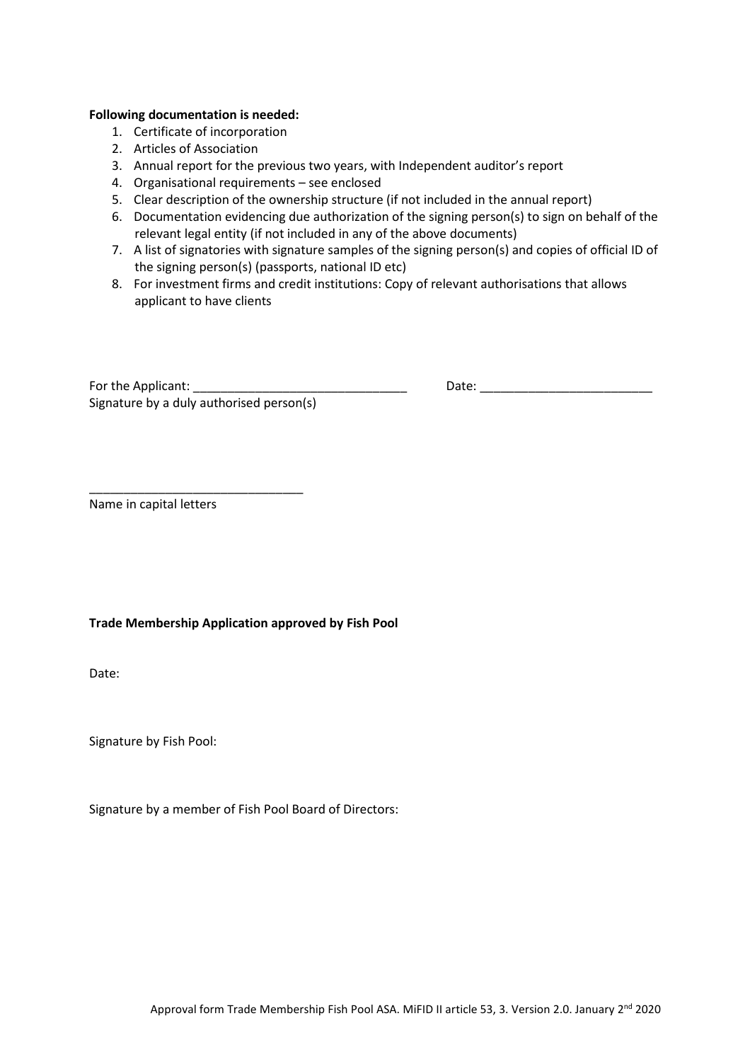**Following documentation is needed:**

1. Certificate of incorporation
2. Articles of Association
3. Annual report for the previous two years, with Independent auditor's report
4. Organisational requirements – see enclosed
5. Clear description of the ownership structure (if not included in the annual report)
6. Documentation evidencing due authorization of the signing person(s) to sign on behalf of the relevant legal entity (if not included in any of the above documents)
7. A list of signatories with signature samples of the signing person(s) and copies of official ID of the signing person(s) (passports, national ID etc)
8. For investment firms and credit institutions: Copy of relevant authorisations that allows applicant to have clients

For the Applicant: ______________________________ Date: _________________________
Signature by a duly authorised person(s)

______________________________
Name in capital letters

**Trade Membership Application approved by Fish Pool**

Date:

Signature by Fish Pool:

Signature by a member of Fish Pool Board of Directors:

Approval form Trade Membership Fish Pool ASA. MiFID II article 53, 3. Version 2.0. January 2nd 2020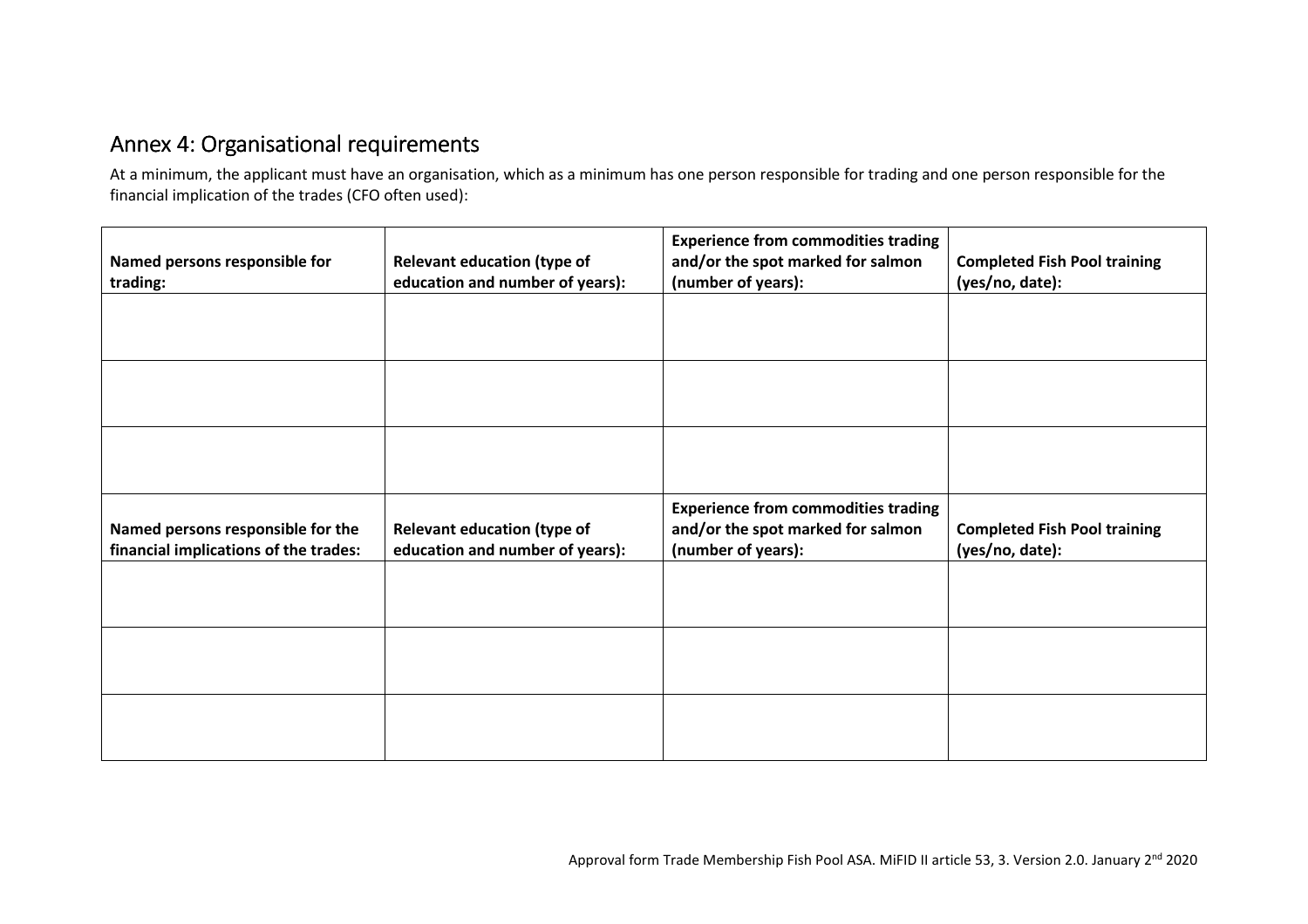## Annex 4: Organisational requirements

At a minimum, the applicant must have an organisation, which as a minimum has one person responsible for trading and one person responsible for the financial implication of the trades (CFO often used):

| **Named persons responsible for trading:** | **Relevant education (type of education and number of years):** | **Experience from commodities trading and/or the spot marked for salmon (number of years):** | **Completed Fish Pool training (yes/no, date):** |
|---|---|---|---|
| | | | |
| | | | |
| | | | |
| **Named persons responsible for the financial implications of the trades:** | **Relevant education (type of education and number of years):** | **Experience from commodities trading and/or the spot marked for salmon (number of years):** | **Completed Fish Pool training (yes/no, date):** |
| | | | |
| | | | |
| | | | |

Approval form Trade Membership Fish Pool ASA. MiFID II article 53, 3. Version 2.0. January 2nd 2020